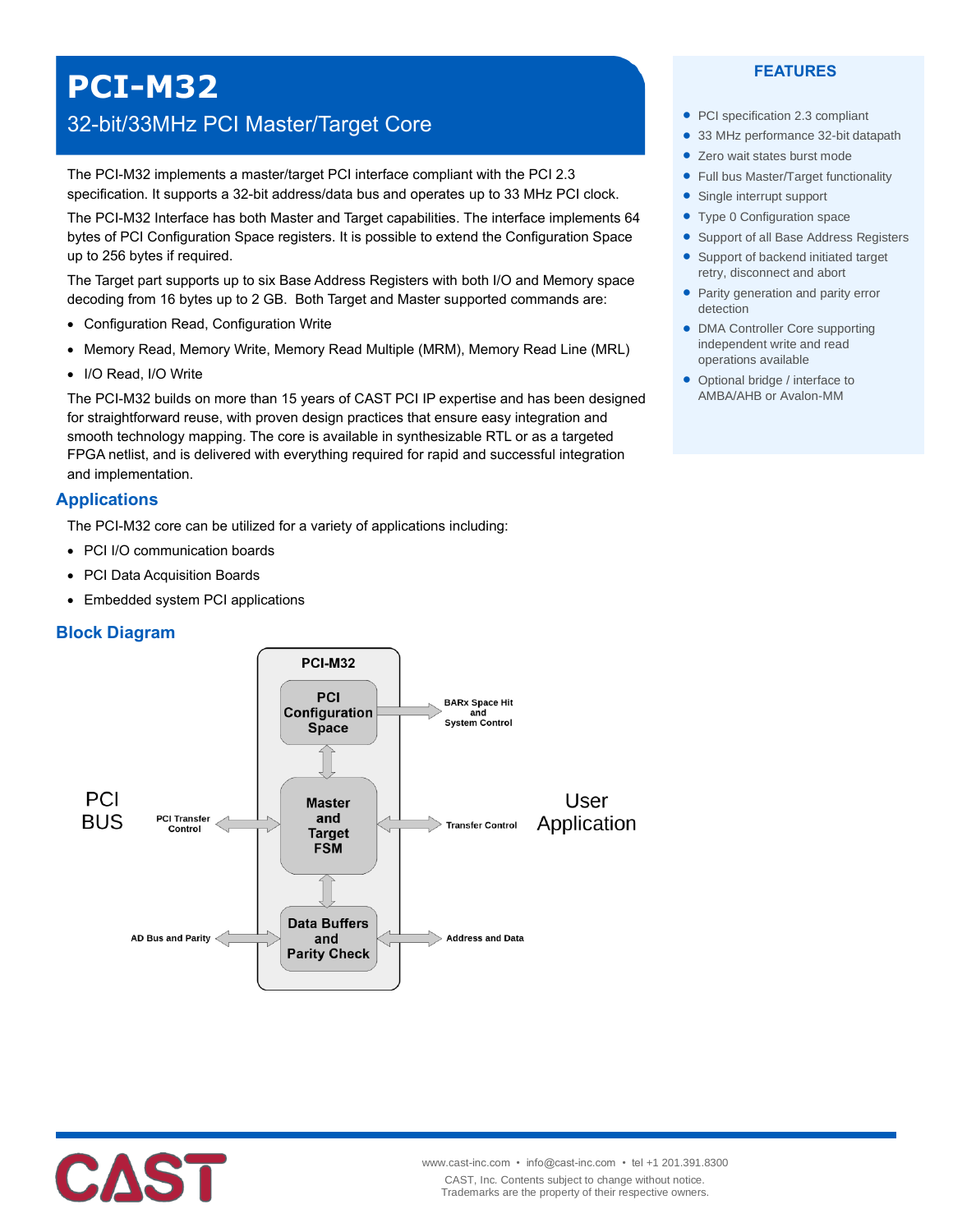# PCI-M32

## 32-bit/33MHz PCI Master/Target Core

The PCI-M32 implements a master/target PCI interface compliant with the PCI 2.3 specification. It supports a 32-bit address/data bus and operates up to 33 MHz PCI clock.

The PCI-M32 Interface has both Master and Target capabilities. The interface implements 64 bytes of PCI Configuration Space registers. It is possible to extend the Configuration Space up to 256 bytes if required.

The Target part supports up to six Base Address Registers with both I/O and Memory space decoding from 16 bytes up to 2 GB. Both Target and Master supported commands are:

- Configuration Read, Configuration Write
- Memory Read, Memory Write, Memory Read Multiple (MRM), Memory Read Line (MRL)
- I/O Read, I/O Write

The PCI-M32 builds on more than 15 years of CAST PCI IP expertise and has been designed for straightforward reuse, with proven design practices that ensure easy integration and smooth technology mapping. The core is available in synthesizable RTL or as a targeted FPGA netlist, and is delivered with everything required for rapid and successful integration and implementation.

## FEATURES

- PCI specification 2.3 compliant
- 33 MHz performance 32-bit datapath
- Zero wait states burst mode
- Full bus Master/Target functionality
- Single interrupt support
- Type 0 Configuration space
- Support of all Base Address Registers
- Support of backend initiated target retry, disconnect and abort
- Parity generation and parity error detection
- DMA Controller Core supporting independent write and read operations available
- Optional bridge / interface to AMBA/AHB or Avalon-MM

## Applications

The PCI-M32 core can be utilized for a variety of applications including:

- PCI I/O communication boards
- PCI Data Acquisition Boards
- Embedded system PCI applications

## Block Diagram

PCI-M32

PCI Configuration Space | Master and Target FSM | Data Buffers and Parity Check

PCI BUS — PCI Transfer Control; AD Bus and Parity

User Application — BARx Space Hit and System Control; Transfer Control; Address and Data

www.cast-inc.com • info@cast-inc.com • tel +1 201.391.8300

CAST, Inc. Contents subject to change without notice.
Trademarks are the property of their respective owners.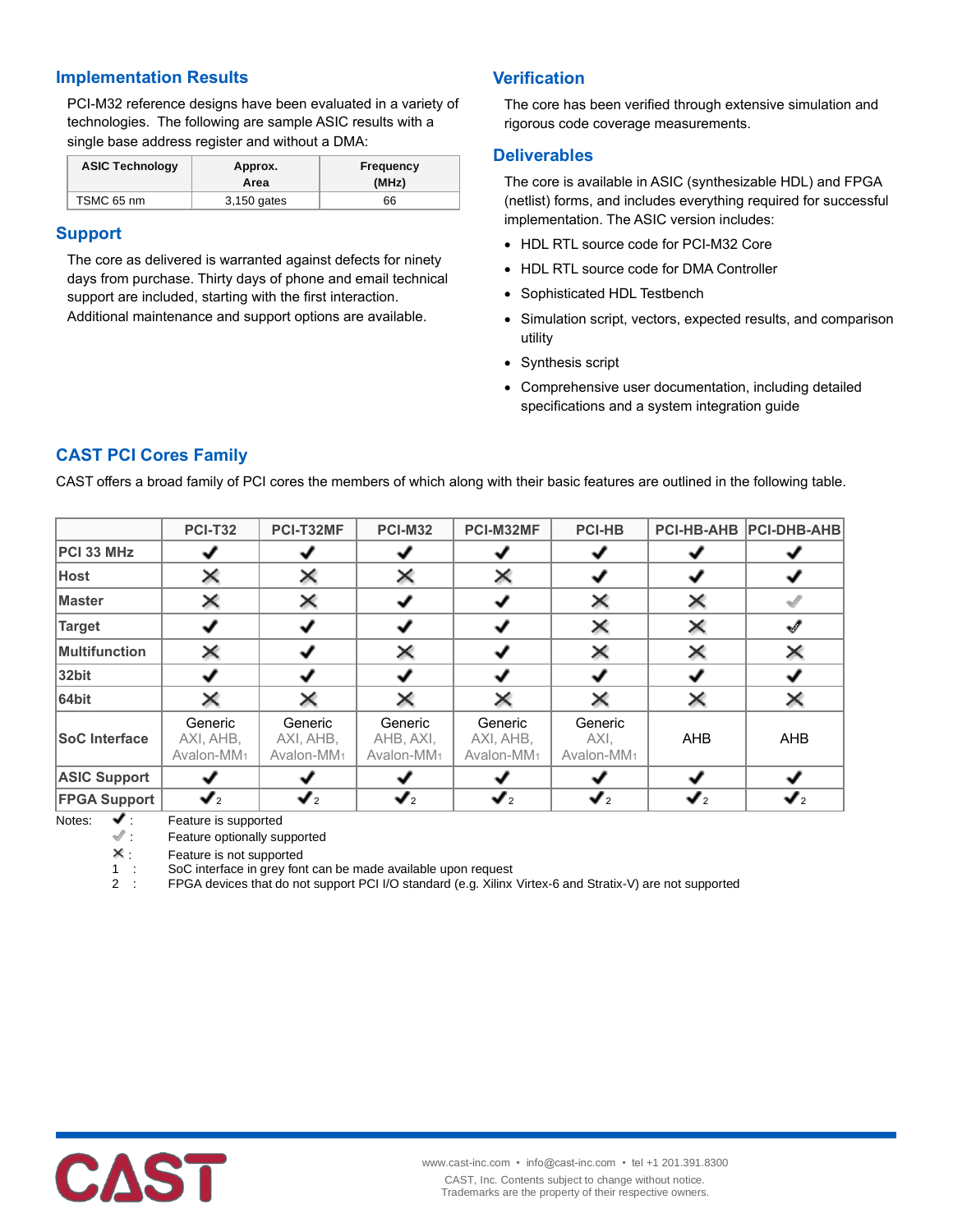## Implementation Results

PCI-M32 reference designs have been evaluated in a variety of technologies. The following are sample ASIC results with a single base address register and without a DMA:

| ASIC Technology | Approx. Area | Frequency (MHz) |
|---|---|---|
| TSMC 65 nm | 3,150 gates | 66 |

## Support

The core as delivered is warranted against defects for ninety days from purchase. Thirty days of phone and email technical support are included, starting with the first interaction. Additional maintenance and support options are available.

## Verification

The core has been verified through extensive simulation and rigorous code coverage measurements.

## Deliverables

The core is available in ASIC (synthesizable HDL) and FPGA (netlist) forms, and includes everything required for successful implementation. The ASIC version includes:

- HDL RTL source code for PCI-M32 Core
- HDL RTL source code for DMA Controller
- Sophisticated HDL Testbench
- Simulation script, vectors, expected results, and comparison utility
- Synthesis script
- Comprehensive user documentation, including detailed specifications and a system integration guide

## CAST PCI Cores Family

CAST offers a broad family of PCI cores the members of which along with their basic features are outlined in the following table.

| | PCI-T32 | PCI-T32MF | PCI-M32 | PCI-M32MF | PCI-HB | PCI-HB-AHB | PCI-DHB-AHB |
|---|---|---|---|---|---|---|---|
| **PCI 33 MHz** | ✔ | ✔ | ✔ | ✔ | ✔ | ✔ | ✔ |
| **Host** | ✕ | ✕ | ✕ | ✕ | ✔ | ✔ | ✔ |
| **Master** | ✕ | ✕ | ✔ | ✔ | ✕ | ✕ | ✔ (optional) |
| **Target** | ✔ | ✔ | ✔ | ✔ | ✕ | ✕ | ✔ (optional) |
| **Multifunction** | ✕ | ✔ | ✕ | ✔ | ✕ | ✕ | ✕ |
| **32bit** | ✔ | ✔ | ✔ | ✔ | ✔ | ✔ | ✔ |
| **64bit** | ✕ | ✕ | ✕ | ✕ | ✕ | ✕ | ✕ |
| **SoC Interface** | Generic AXI, AHB, Avalon-MM[1] | Generic AXI, AHB, Avalon-MM[1] | Generic AHB, AXI, Avalon-MM[1] | Generic AXI, AHB, Avalon-MM[1] | Generic AXI, Avalon-MM[1] | AHB | AHB |
| **ASIC Support** | ✔ | ✔ | ✔ | ✔ | ✔ | ✔ | ✔ |
| **FPGA Support** | ✔[2] | ✔[2] | ✔[2] | ✔[2] | ✔[2] | ✔[2] | ✔[2] |

Notes:
- ✔ : Feature is supported
- ✔ (grey) : Feature optionally supported
- ✕ : Feature is not supported
- 1 : SoC interface in grey font can be made available upon request
- 2 : FPGA devices that do not support PCI I/O standard (e.g. Xilinx Virtex-6 and Stratix-V) are not supported